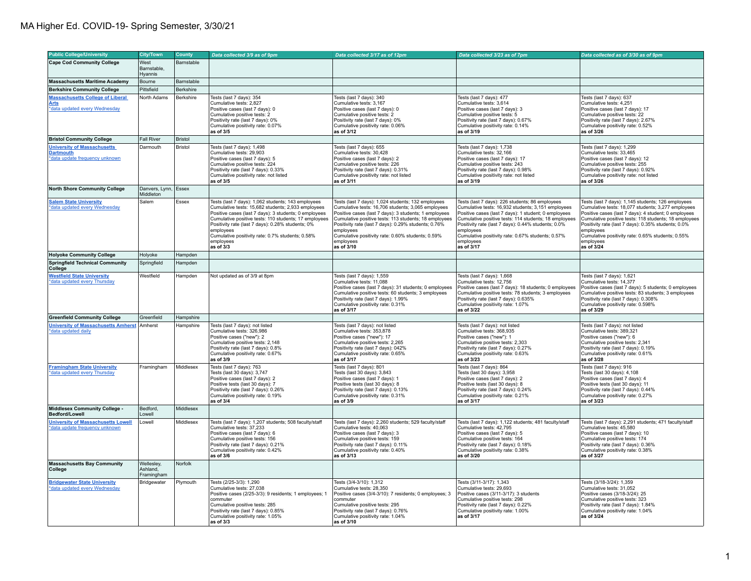# MA Higher Ed. COVID-19- Spring Semester, 3/30/21

| Public College/University | City/Town | County | Data collected 3/9 as of 9pm | Data collected 3/17 as of 12pm | Data collected 3/23 as of 7pm | Data collected as of 3/30 as of 9pm |
|---|---|---|---|---|---|---|
| **Cape Cod Community College** | West Barnstable, Hyannis | Barnstable | | | | |
| **Massachusetts Maritime Academy** | Bourne | Barnstable | | | | |
| **Berkshire Community College** | Pittsfield | Berkshire | | | | |
| **Massachusetts College of Liberal Arts** *data updated every Wednesday | North Adams | Berkshire | Tests (last 7 days): 354<br>Cumulative tests: 2,827<br>Positive cases (last 7 days): 0<br>Cumulative positive tests: 2<br>Positivity rate (last 7 days): 0%<br>Cumulative positivity rate: 0.07%<br>**as of 3/5** | Tests (last 7 days): 340<br>Cumulative tests: 3,167<br>Positive cases (last 7 days): 0<br>Cumulative positive tests: 2<br>Positivity rate (last 7 days): 0%<br>Cumulative positivity rate: 0.06%<br>**as of 3/12** | Tests (last 7 days): 477<br>Cumulative tests: 3,614<br>Positive cases (last 7 days): 3<br>Cumulative positive tests: 5<br>Positivity rate (last 7 days): 0.67%<br>Cumulative positivity rate: 0.14%<br>**as of 3/19** | Tests (last 7 days): 637<br>Cumulative tests: 4,251<br>Positive cases (last 7 days): 17<br>Cumulative positive tests: 22<br>Positivity rate (last 7 days): 2.67%<br>Cumulative positivity rate: 0.52%<br>**as of 3/26** |
| **Bristol Community College** | Fall River | Bristol | | | | |
| **University of Massachusetts Dartmouth** *data update frequency unknown | Darmouth | Bristol | Tests (last 7 days): 1,498<br>Cumulative tests: 29,903<br>Positive cases (last 7 days): 5<br>Cumulative positive tests: 224<br>Positivity rate (last 7 days): 0.33%<br>Cumulative positivity rate: not listed<br>**as of 3/5** | Tests (last 7 days): 655<br>Cumulative tests: 30,428<br>Positive cases (last 7 days): 2<br>Cumulative positive tests: 226<br>Positivity rate (last 7 days): 0.31%<br>Cumulative positivity rate: not listed<br>**as of 3/11** | Tests (last 7 days): 1,738<br>Cumulative tests: 32,166<br>Positive cases (last 7 days): 17<br>Cumulative positive tests: 243<br>Positivity rate (last 7 days): 0.98%<br>Cumulative positivity rate: not listed<br>**as of 3/19** | Tests (last 7 days): 1,299<br>Cumulative tests: 33,465<br>Positive cases (last 7 days): 12<br>Cumulative positive tests: 255<br>Positivity rate (last 7 days): 0.92%<br>Cumulative positivity rate: not listed<br>**as of 3/26** |
| **North Shore Community College** | Danvers, Lynn, Middleton | Essex | | | | |
| **Salem State University** *data updated every Wednesday | Salem | Essex | Tests (last 7 days): 1,062 students; 143 employees<br>Cumulative tests: 15,682 students; 2,933 employees<br>Positive cases (last 7 days): 3 students; 0 employees<br>Cumulative positive tests: 110 students; 17 employees<br>Positivity rate (last 7 days): 0.28% students; 0% employees<br>Cumulative positivity rate: 0.7% students; 0.58% employees<br>**as of 3/3** | Tests (last 7 days): 1,024 students; 132 employees<br>Cumulative tests: 16,706 students; 3,065 employees<br>Positive cases (last 7 days): 3 students; 1 employees<br>Cumulative positive tests: 113 students; 18 employees<br>Positivity rate (last 7 days): 0.29% students; 0.76% employees<br>Cumulative positivity rate: 0.60% students; 0.59% employees<br>**as of 3/10** | Tests (last 7 days): 226 students; 86 employees<br>Cumulative tests: 16,932 students; 3,151 employees<br>Positive cases (last 7 days): 1 student; 0 employees<br>Cumulative positive tests: 114 students; 18 employees<br>Positivity rate (last 7 days): 0.44% students; 0.0% employees<br>Cumulative positivity rate: 0.67% students; 0.57% employees<br>**as of 3/17** | Tests (last 7 days): 1,145 students; 126 employees<br>Cumulative tests: 18,077 students; 3,277 employees<br>Positive cases (last 7 days): 4 student; 0 employees<br>Cumulative positive tests: 118 students; 18 employees<br>Positivity rate (last 7 days): 0.35% students; 0.0% employees<br>Cumulative positivity rate: 0.65% students; 0.55% employees<br>**as of 3/24** |
| **Holyoke Community College** | Holyoke | Hampden | | | | |
| **Springfield Technical Community College** | Springfield | Hampden | | | | |
| **Westfield State University** *data updated every Thursday | Westfield | Hampden | Not updated as of 3/9 at 8pm | Tests (last 7 days): 1,559<br>Cumulative tests: 11,088<br>Positive cases (last 7 days): 31 students; 0 employees<br>Cumulative positive tests: 60 students; 3 employees<br>Positivity rate (last 7 days): 1.99%<br>Cumulative positivity rate: 0.31%<br>**as of 3/17** | Tests (last 7 days): 1,668<br>Cumulative tests: 12,756<br>Positive cases (last 7 days): 18 students; 0 employees<br>Cumulative positive tests: 78 students; 3 employees<br>Positivity rate (last 7 days): 0.635%<br>Cumulative positivity rate: 1.07%<br>**as of 3/22** | Tests (last 7 days): 1,621<br>Cumulative tests: 14,377<br>Positive cases (last 7 days): 5 students; 0 employees<br>Cumulative positive tests: 83 students; 3 employees<br>Positivity rate (last 7 days): 0.308%<br>Cumulative positivity rate: 0.598%<br>**as of 3/29** |
| **Greenfield Community College** | Greenfield | Hampshire | | | | |
| **University of Massachusetts Amherst** *data updated daily | Amherst | Hampshire | Tests (last 7 days): not listed<br>Cumulative tests: 326,986<br>Positive cases ("new"): 2<br>Cumulative positive tests: 2,148<br>Positivity rate (last 7 days): 0.8%<br>Cumulative positivity rate: 0.67%<br>**as of 3/9** | Tests (last 7 days): not listed<br>Cumulative tests: 353,878<br>Positive cases ("new"): 17<br>Cumulative positive tests: 2,265<br>Positivity rate (last 7 days): 042%<br>Cumulative positivity rate: 0.65%<br>**as of 3/17** | Tests (last 7 days): not listed<br>Cumulative tests: 368,935<br>Positive cases ("new"): 1<br>Cumulative positive tests: 2,303<br>Positivity rate (last 7 days): 0.27%<br>Cumulative positivity rate: 0.63%<br>**as of 3/23** | Tests (last 7 days): not listed<br>Cumulative tests: 389,321<br>Positive cases ("new"): 6<br>Cumulative positive tests: 2,341<br>Positivity rate (last 7 days): 0.19%<br>Cumulative positivity rate: 0.61%<br>**as of 3/28** |
| **Framingham State University** *data updated every Thursday | Framingham | Middlesex | Tests (last 7 days): 763<br>Tests (last 30 days): 3,747<br>Positive cases (last 7 days): 2<br>Positive tests (last 30 days): 7<br>Positivity rate (last 7 days): 0.26%<br>Cumulative positivity rate: 0.19%<br>**as of 3/4** | Tests (last 7 days): 801<br>Tests (last 30 days): 3,843<br>Positive cases (last 7 days): 1<br>Positive tests (last 30 days): 8<br>Positivity rate (last 7 days): 0.13%<br>Cumulative positivity rate: 0.31%<br>**as of 3/9** | Tests (last 7 days): 864<br>Tests (last 30 days): 3,958<br>Positive cases (last 7 days): 2<br>Positive tests (last 30 days): 8<br>Positivity rate (last 7 days): 0.24%<br>Cumulative positivity rate: 0.21%<br>**as of 3/17** | Tests (last 7 days): 916<br>Tests (last 30 days): 4,108<br>Positive cases (last 7 days): 4<br>Positive tests (last 30 days): 11<br>Positivity rate (last 7 days): 0.44%<br>Cumulative positivity rate: 0.27%<br>**as of 3/23** |
| **Middlesex Community College - Bedford/Lowell** | Bedford, Lowell | Middlesex | | | | |
| **University of Massachusetts Lowell** *data update frequency unknown | Lowell | Middlesex | Tests (last 7 days): 1,207 students; 508 faculty/staff<br>Cumulative tests: 37,233<br>Positive cases (last 7 days): 6<br>Cumulative positive tests: 156<br>Positivity rate (last 7 days): 0.21%<br>Cumulative positivity rate: 0.42%<br>**as of 3/6** | Tests (last 7 days): 2,260 students; 529 faculty/staff<br>Cumulative tests: 40,063<br>Positive cases (last 7 days): 3<br>Cumulative positive tests: 159<br>Positivity rate (last 7 days): 0.11%<br>Cumulative positivity rate: 0.40%<br>**as of 3/13** | Tests (last 7 days): 1,122 students; 481 faculty/staff<br>Cumulative tests: 42,795<br>Positive cases (last 7 days): 5<br>Cumulative positive tests: 164<br>Positivity rate (last 7 days): 0.18%<br>Cumulative positivity rate: 0.38%<br>**as of 3/20** | Tests (last 7 days): 2,291 students; 471 faculty/staff<br>Cumulative tests: 45,580<br>Positive cases (last 7 days): 10<br>Cumulative positive tests: 174<br>Positivity rate (last 7 days): 0.36%<br>Cumulative positivity rate: 0.38%<br>**as of 3/27** |
| **Massachusetts Bay Community College** | Wellesley, Ashland, Framingham | Norfolk | | | | |
| **Bridgewater State University** *data updated every Wednesday | Bridgewater | Plymouth | Tests (2/25-3/3): 1,290<br>Cumulative tests: 27,038<br>Positive cases (2/25-3/3): 9 residents; 1 employees; 1 commuter<br>Cumulative positive tests: 285<br>Positivity rate (last 7 days): 0.85%<br>Cumulative positivity rate: 1.05%<br>**as of 3/3** | Tests (3/4-3/10): 1,312<br>Cumulative tests: 28,350<br>Positive cases (3/4-3/10): 7 residents; 0 employees; 3 commuter<br>Cumulative positive tests: 295<br>Positivity rate (last 7 days): 0.76%<br>Cumulative positivity rate: 1.04%<br>**as of 3/10** | Tests (3/11-3/17): 1,343<br>Cumulative tests: 29,693<br>Positive cases (3/11-3/17): 3 students<br>Cumulative positive tests: 298<br>Positivity rate (last 7 days): 0.22%<br>Cumulative positivity rate: 1.00%<br>**as of 3/17** | Tests (3/18-3/24): 1,359<br>Cumulative tests: 31,052<br>Positive cases (3/18-3/24): 25<br>Cumulative positive tests: 323<br>Positivity rate (last 7 days): 1.84%<br>Cumulative positivity rate: 1.04%<br>**as of 3/24** |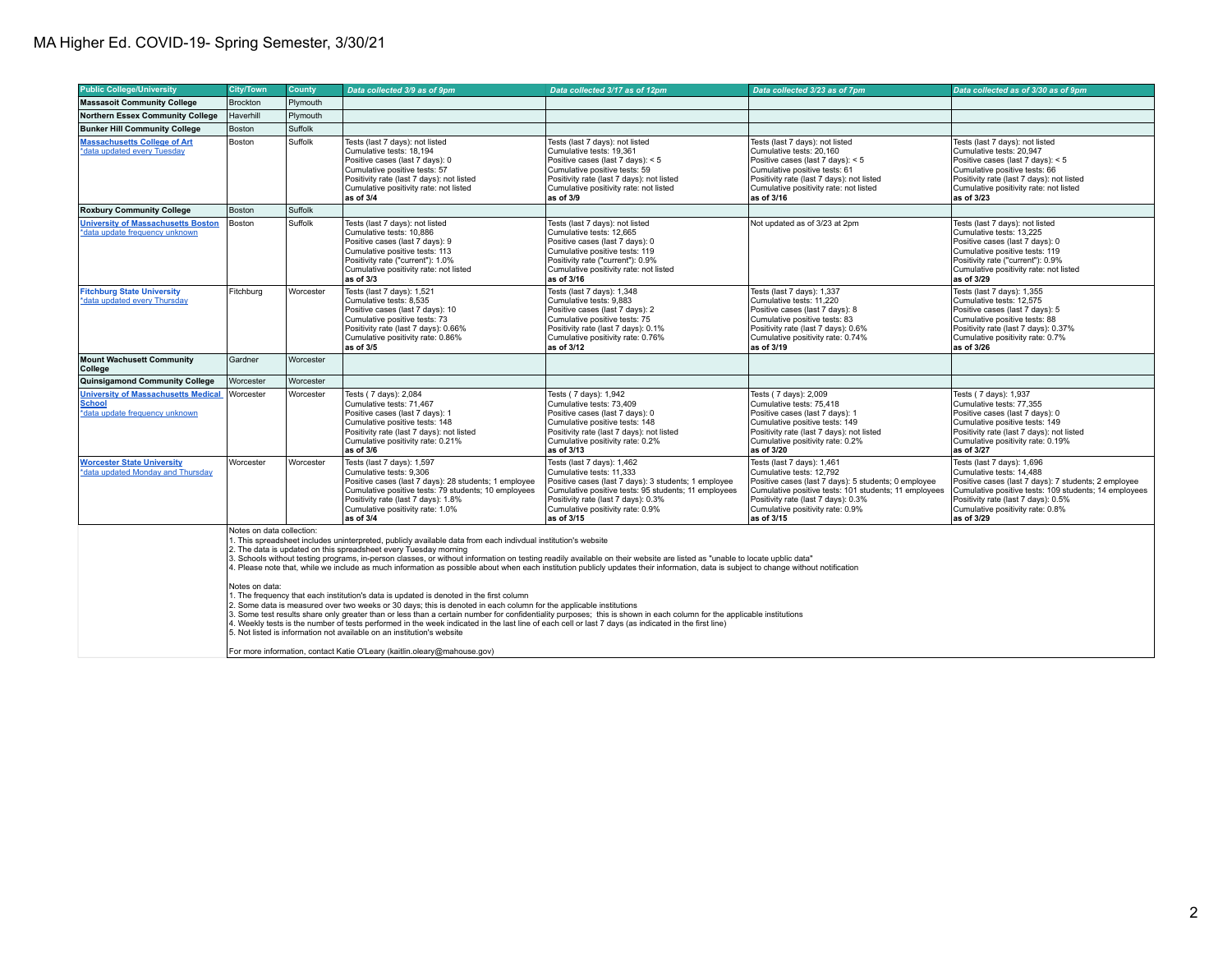# MA Higher Ed. COVID-19- Spring Semester, 3/30/21

| Public College/University | City/Town | County | Data collected 3/9 as of 9pm | Data collected 3/17 as of 12pm | Data collected 3/23 as of 7pm | Data collected as of 3/30 as of 9pm |
|---|---|---|---|---|---|---|
| **Massasoit Community College** | Brockton | Plymouth | | | | |
| **Northern Essex Community College** | Haverhill | Plymouth | | | | |
| **Bunker Hill Community College** | Boston | Suffolk | | | | |
| **Massachusetts College of Art** *data updated every Tuesday | Boston | Suffolk | Tests (last 7 days): not listed<br>Cumulative tests: 18,194<br>Positive cases (last 7 days): 0<br>Cumulative positive tests: 57<br>Positivity rate (last 7 days): not listed<br>Cumulative positivity rate: not listed<br>**as of 3/4** | Tests (last 7 days): not listed<br>Cumulative tests: 19,361<br>Positive cases (last 7 days): < 5<br>Cumulative positive tests: 59<br>Positivity rate (last 7 days): not listed<br>Cumulative positivity rate: not listed<br>**as of 3/9** | Tests (last 7 days): not listed<br>Cumulative tests: 20,160<br>Positive cases (last 7 days): < 5<br>Cumulative positive tests: 61<br>Positivity rate (last 7 days): not listed<br>Cumulative positivity rate: not listed<br>**as of 3/16** | Tests (last 7 days): not listed<br>Cumulative tests: 20,947<br>Positive cases (last 7 days): < 5<br>Cumulative positive tests: 66<br>Positivity rate (last 7 days): not listed<br>Cumulative positivity rate: not listed<br>**as of 3/23** |
| **Roxbury Community College** | Boston | Suffolk | | | | |
| **University of Massachusetts Boston** *data update frequency unknown | Boston | Suffolk | Tests (last 7 days): not listed<br>Cumulative tests: 10,886<br>Positive cases (last 7 days): 9<br>Cumulative positive tests: 113<br>Positivity rate ("current"): 1.0%<br>Cumulative positivity rate: not listed<br>**as of 3/3** | Tests (last 7 days): not listed<br>Cumulative tests: 12,665<br>Positive cases (last 7 days): 0<br>Cumulative positive tests: 119<br>Positivity rate ("current"): 0.9%<br>Cumulative positivity rate: not listed<br>**as of 3/16** | Not updated as of 3/23 at 2pm | Tests (last 7 days): not listed<br>Cumulative tests: 13,225<br>Positive cases (last 7 days): 0<br>Cumulative positive tests: 119<br>Positivity rate ("current"): 0.9%<br>Cumulative positivity rate: not listed<br>**as of 3/29** |
| **Fitchburg State University** *data updated every Thursday | Fitchburg | Worcester | Tests (last 7 days): 1,521<br>Cumulative tests: 8,535<br>Positive cases (last 7 days): 10<br>Cumulative positive tests: 73<br>Positivity rate (last 7 days): 0.66%<br>Cumulative positivity rate: 0.86%<br>**as of 3/5** | Tests (last 7 days): 1,348<br>Cumulative tests: 9,883<br>Positive cases (last 7 days): 2<br>Cumulative positive tests: 75<br>Positivity rate (last 7 days): 0.1%<br>Cumulative positivity rate: 0.76%<br>**as of 3/12** | Tests (last 7 days): 1,337<br>Cumulative tests: 11,220<br>Positive cases (last 7 days): 8<br>Cumulative positive tests: 83<br>Positivity rate (last 7 days): 0.6%<br>Cumulative positivity rate: 0.74%<br>**as of 3/19** | Tests (last 7 days): 1,355<br>Cumulative tests: 12,575<br>Positive cases (last 7 days): 5<br>Cumulative positive tests: 88<br>Positivity rate (last 7 days): 0.37%<br>Cumulative positivity rate: 0.7%<br>**as of 3/26** |
| **Mount Wachusett Community College** | Gardner | Worcester | | | | |
| **Quinsigamond Community College** | Worcester | Worcester | | | | |
| **University of Massachusetts Medical School** *data update frequency unknown | Worcester | Worcester | Tests ( 7 days): 2,084<br>Cumulative tests: 71,467<br>Positive cases (last 7 days): 1<br>Cumulative positive tests: 148<br>Positivity rate (last 7 days): not listed<br>Cumulative positivity rate: 0.21%<br>**as of 3/6** | Tests ( 7 days): 1,942<br>Cumulative tests: 73,409<br>Positive cases (last 7 days): 0<br>Cumulative positive tests: 148<br>Positivity rate (last 7 days): not listed<br>Cumulative positivity rate: 0.2%<br>**as of 3/13** | Tests ( 7 days): 2,009<br>Cumulative tests: 75,418<br>Positive cases (last 7 days): 1<br>Cumulative positive tests: 149<br>Positivity rate (last 7 days): not listed<br>Cumulative positivity rate: 0.2%<br>**as of 3/20** | Tests ( 7 days): 1,937<br>Cumulative tests: 77,355<br>Positive cases (last 7 days): 0<br>Cumulative positive tests: 149<br>Positivity rate (last 7 days): not listed<br>Cumulative positivity rate: 0.19%<br>**as of 3/27** |
| **Worcester State University** *data updated Monday and Thursday | Worcester | Worcester | Tests (last 7 days): 1,597<br>Cumulative tests: 9,306<br>Positive cases (last 7 days): 28 students; 1 employee<br>Cumulative positive tests: 79 students; 10 employees<br>Positivity rate (last 7 days): 1.8%<br>Cumulative positivity rate: 1.0%<br>**as of 3/4** | Tests (last 7 days): 1,462<br>Cumulative tests: 11,333<br>Positive cases (last 7 days): 3 students; 1 employee<br>Cumulative positive tests: 95 students; 11 employees<br>Positivity rate (last 7 days): 0.3%<br>Cumulative positivity rate: 0.9%<br>**as of 3/15** | Tests (last 7 days): 1,461<br>Cumulative tests: 12,792<br>Positive cases (last 7 days): 5 students; 0 employee<br>Cumulative positive tests: 101 students; 11 employees<br>Positivity rate (last 7 days): 0.3%<br>Cumulative positivity rate: 0.9%<br>**as of 3/15** | Tests (last 7 days): 1,696<br>Cumulative tests: 14,488<br>Positive cases (last 7 days): 7 students; 2 employee<br>Cumulative positive tests: 109 students; 14 employees<br>Positivity rate (last 7 days): 0.5%<br>Cumulative positivity rate: 0.8%<br>**as of 3/29** |

Notes on data collection:
1. This spreadsheet includes uninterpreted, publicly available data from each indivdual institution's website
2. The data is updated on this spreadsheet every Tuesday morning
3. Schools without testing programs, in-person classes, or without information on testing readily available on their website are listed as "unable to locate upblic data"
4. Please note that, while we include as much information as possible about when each institution publicly updates their information, data is subject to change without notification

Notes on data:
1. The frequency that each institution's data is updated is denoted in the first column
2. Some data is measured over two weeks or 30 days; this is denoted in each column for the applicable institutions
3. Some test results share only greater than or less than a certain number for confidentiality purposes; this is shown in each column for the applicable institutions
4. Weekly tests is the number of tests performed in the week indicated in the last line of each cell or last 7 days (as indicated in the first line)
5. Not listed is information not available on an institution's website

For more information, contact Katie O'Leary (kaitlin.oleary@mahouse.gov)